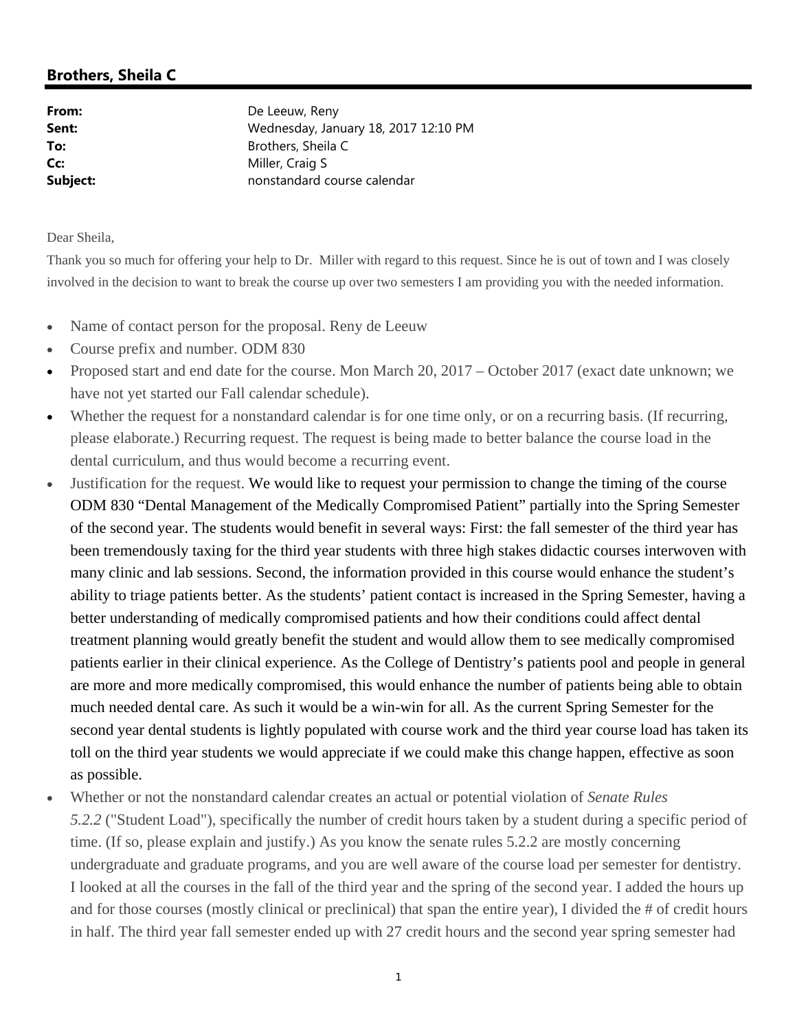## Brothers, Sheila C

**From:** De Leeuw, Reny
**Sent:** Wednesday, January 18, 2017 12:10 PM
**To:** Brothers, Sheila C
**Cc:** Miller, Craig S
**Subject:** nonstandard course calendar

Dear Sheila,

Thank you so much for offering your help to Dr. Miller with regard to this request. Since he is out of town and I was closely involved in the decision to want to break the course up over two semesters I am providing you with the needed information.

- Name of contact person for the proposal. Reny de Leeuw
- Course prefix and number. ODM 830
- Proposed start and end date for the course. Mon March 20, 2017 – October 2017 (exact date unknown; we have not yet started our Fall calendar schedule).
- Whether the request for a nonstandard calendar is for one time only, or on a recurring basis. (If recurring, please elaborate.) Recurring request. The request is being made to better balance the course load in the dental curriculum, and thus would become a recurring event.
- Justification for the request. We would like to request your permission to change the timing of the course ODM 830 "Dental Management of the Medically Compromised Patient" partially into the Spring Semester of the second year. The students would benefit in several ways: First: the fall semester of the third year has been tremendously taxing for the third year students with three high stakes didactic courses interwoven with many clinic and lab sessions. Second, the information provided in this course would enhance the student's ability to triage patients better. As the students' patient contact is increased in the Spring Semester, having a better understanding of medically compromised patients and how their conditions could affect dental treatment planning would greatly benefit the student and would allow them to see medically compromised patients earlier in their clinical experience. As the College of Dentistry's patients pool and people in general are more and more medically compromised, this would enhance the number of patients being able to obtain much needed dental care. As such it would be a win-win for all. As the current Spring Semester for the second year dental students is lightly populated with course work and the third year course load has taken its toll on the third year students we would appreciate if we could make this change happen, effective as soon as possible.
- Whether or not the nonstandard calendar creates an actual or potential violation of *Senate Rules 5.2.2* ("Student Load"), specifically the number of credit hours taken by a student during a specific period of time. (If so, please explain and justify.) As you know the senate rules 5.2.2 are mostly concerning undergraduate and graduate programs, and you are well aware of the course load per semester for dentistry. I looked at all the courses in the fall of the third year and the spring of the second year. I added the hours up and for those courses (mostly clinical or preclinical) that span the entire year), I divided the # of credit hours in half. The third year fall semester ended up with 27 credit hours and the second year spring semester had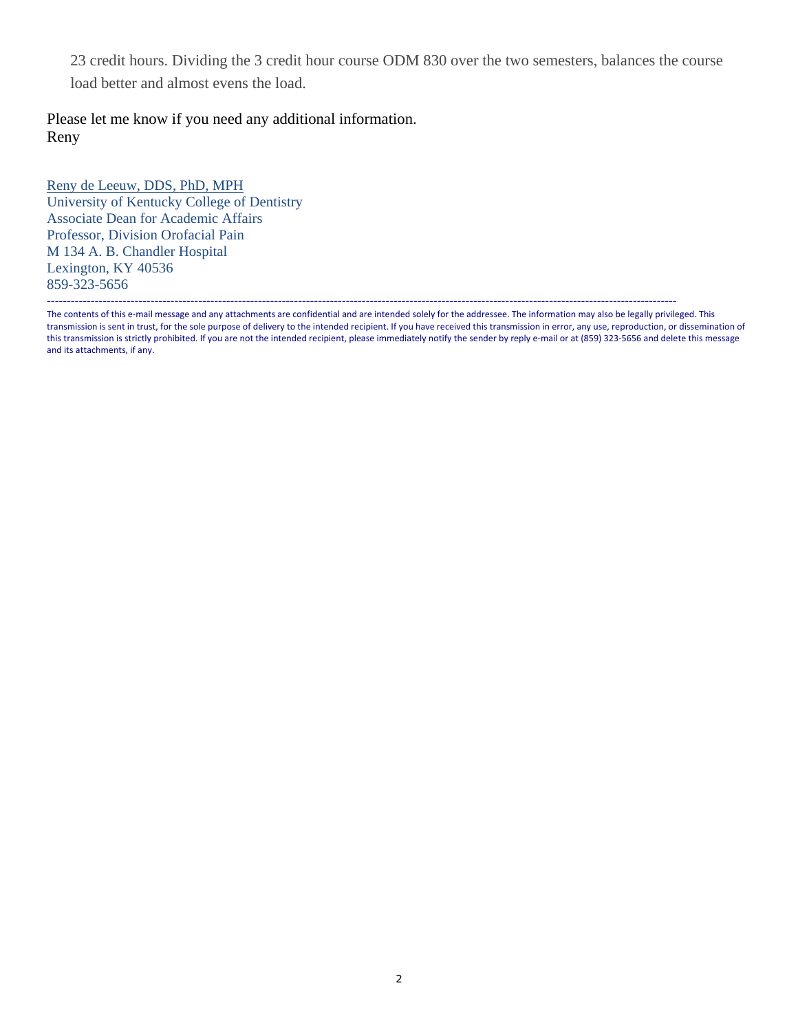23 credit hours. Dividing the 3 credit hour course ODM 830 over the two semesters, balances the course load better and almost evens the load.

Please let me know if you need any additional information.
Reny

Reny de Leeuw, DDS, PhD, MPH
University of Kentucky College of Dentistry
Associate Dean for Academic Affairs
Professor, Division Orofacial Pain
M 134 A. B. Chandler Hospital
Lexington, KY 40536
859-323-5656

-----------------------------------------------------------------------------------------------------------------------------------------------------------

The contents of this e-mail message and any attachments are confidential and are intended solely for the addressee. The information may also be legally privileged. This transmission is sent in trust, for the sole purpose of delivery to the intended recipient. If you have received this transmission in error, any use, reproduction, or dissemination of this transmission is strictly prohibited. If you are not the intended recipient, please immediately notify the sender by reply e-mail or at (859) 323-5656 and delete this message and its attachments, if any.